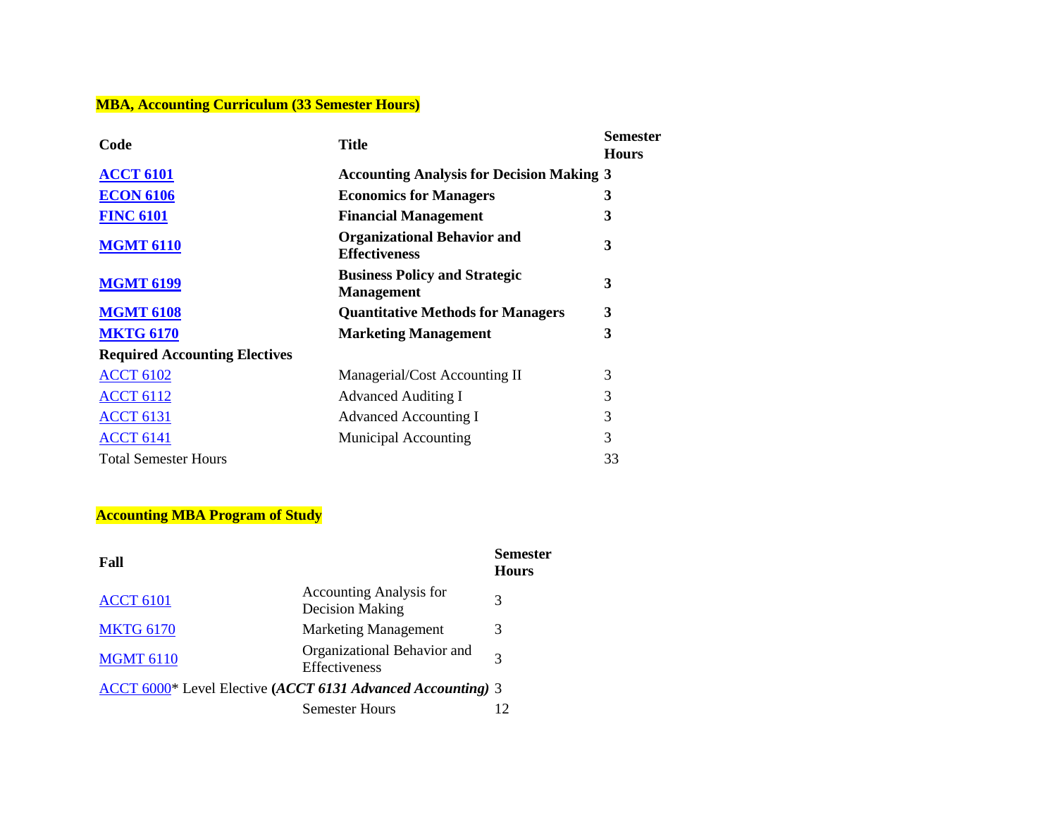**MBA, Accounting Curriculum (33 Semester Hours)**

| Code | Title | Semester Hours |
|---|---|---|
| **ACCT 6101** | **Accounting Analysis for Decision Making** | **3** |
| **ECON 6106** | **Economics for Managers** | **3** |
| **FINC 6101** | **Financial Management** | **3** |
| **MGMT 6110** | **Organizational Behavior and Effectiveness** | **3** |
| **MGMT 6199** | **Business Policy and Strategic Management** | **3** |
| **MGMT 6108** | **Quantitative Methods for Managers** | **3** |
| **MKTG 6170** | **Marketing Management** | **3** |
| **Required Accounting Electives** | | |
| ACCT 6102 | Managerial/Cost Accounting II | 3 |
| ACCT 6112 | Advanced Auditing I | 3 |
| ACCT 6131 | Advanced Accounting I | 3 |
| ACCT 6141 | Municipal Accounting | 3 |
| Total Semester Hours | | 33 |

**Accounting MBA Program of Study**

| Fall | | Semester Hours |
|---|---|---|
| ACCT 6101 | Accounting Analysis for Decision Making | 3 |
| MKTG 6170 | Marketing Management | 3 |
| MGMT 6110 | Organizational Behavior and Effectiveness | 3 |
| ACCT 6000* Level Elective ***(ACCT 6131 Advanced Accounting)*** | | 3 |
| | Semester Hours | 12 |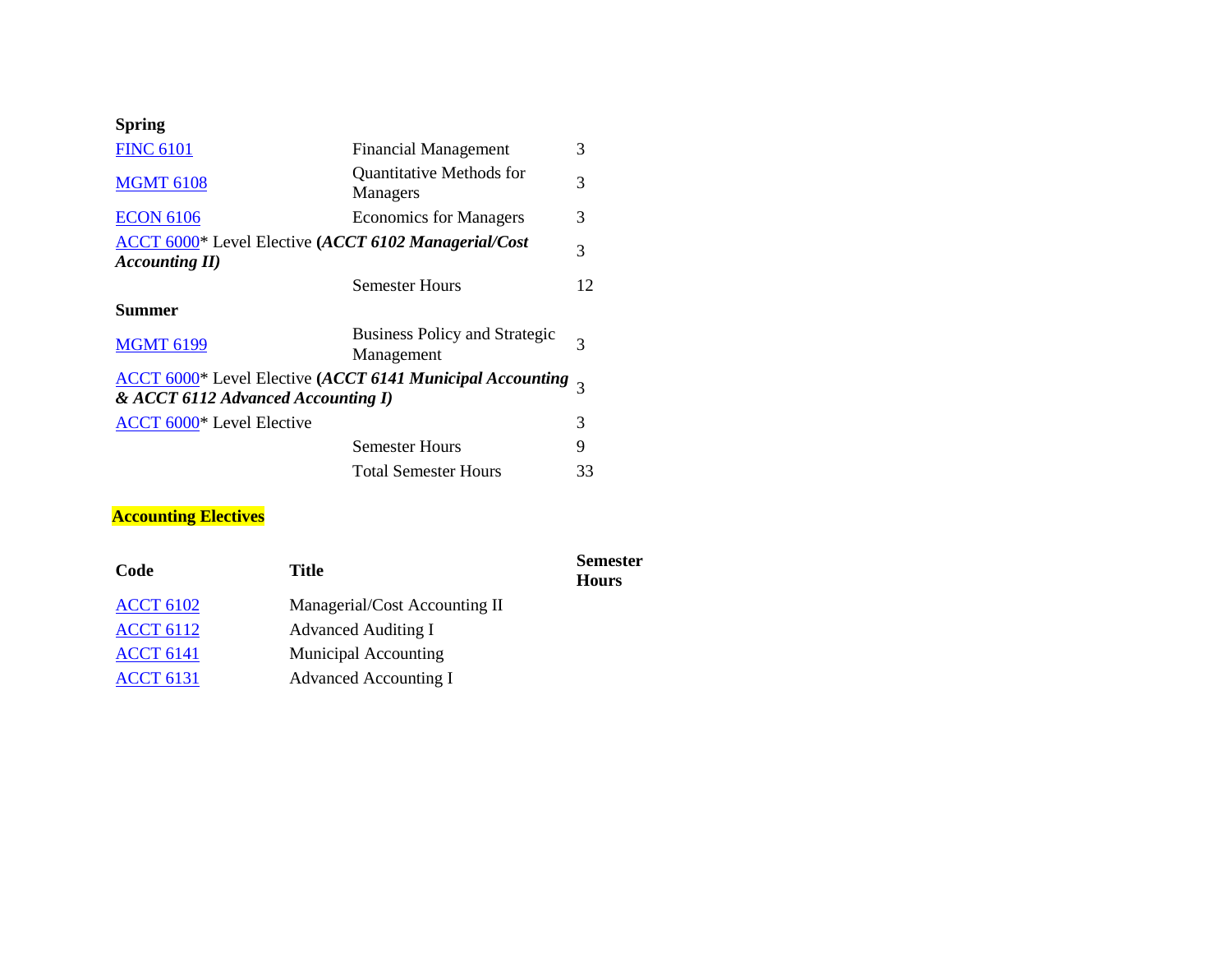| | | |
|---|---|---|
| **Spring** | | |
| FINC 6101 | Financial Management | 3 |
| MGMT 6108 | Quantitative Methods for Managers | 3 |
| ECON 6106 | Economics for Managers | 3 |
| ACCT 6000* Level Elective **(*ACCT 6102 Managerial/Cost Accounting II*)** | | 3 |
| | Semester Hours | 12 |
| **Summer** | | |
| MGMT 6199 | Business Policy and Strategic Management | 3 |
| ACCT 6000* Level Elective **(*ACCT 6141 Municipal Accounting & ACCT 6112 Advanced Accounting I*)** | | 3 |
| ACCT 6000* Level Elective | | 3 |
| | Semester Hours | 9 |
| | Total Semester Hours | 33 |

**Accounting Electives**

| **Code** | **Title** | **Semester Hours** |
|---|---|---|
| ACCT 6102 | Managerial/Cost Accounting II | |
| ACCT 6112 | Advanced Auditing I | |
| ACCT 6141 | Municipal Accounting | |
| ACCT 6131 | Advanced Accounting I | |